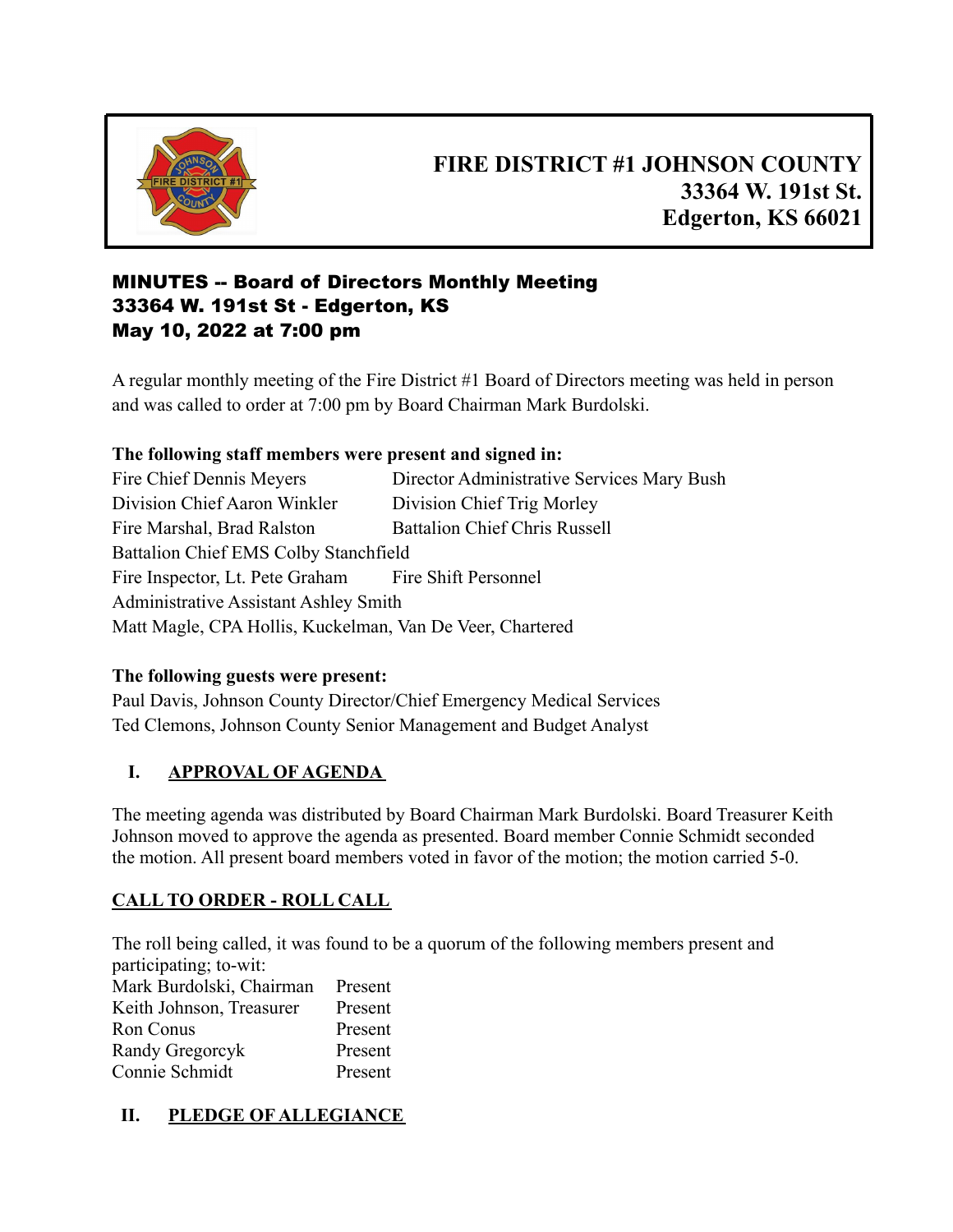# FIRE DISTRICT #1 JOHNSON COUNTY
**33364 W. 191st St.**
**Edgerton, KS 66021**

## MINUTES -- Board of Directors Monthly Meeting
## 33364 W. 191st St - Edgerton, KS
## May 10, 2022 at 7:00 pm

A regular monthly meeting of the Fire District #1 Board of Directors meeting was held in person and was called to order at 7:00 pm by Board Chairman Mark Burdolski.

**The following staff members were present and signed in:**

Fire Chief Dennis Meyers
Director Administrative Services Mary Bush
Division Chief Aaron Winkler
Division Chief Trig Morley
Fire Marshal, Brad Ralston
Battalion Chief Chris Russell
Battalion Chief EMS Colby Stanchfield
Fire Inspector, Lt. Pete Graham
Fire Shift Personnel
Administrative Assistant Ashley Smith
Matt Magle, CPA Hollis, Kuckelman, Van De Veer, Chartered

**The following guests were present:**

Paul Davis, Johnson County Director/Chief Emergency Medical Services
Ted Clemons, Johnson County Senior Management and Budget Analyst

## I. APPROVAL OF AGENDA

The meeting agenda was distributed by Board Chairman Mark Burdolski. Board Treasurer Keith Johnson moved to approve the agenda as presented. Board member Connie Schmidt seconded the motion. All present board members voted in favor of the motion; the motion carried 5-0.

## CALL TO ORDER - ROLL CALL

The roll being called, it was found to be a quorum of the following members present and participating; to-wit:

| | |
|---|---|
| Mark Burdolski, Chairman | Present |
| Keith Johnson, Treasurer | Present |
| Ron Conus | Present |
| Randy Gregorcyk | Present |
| Connie Schmidt | Present |

## II. PLEDGE OF ALLEGIANCE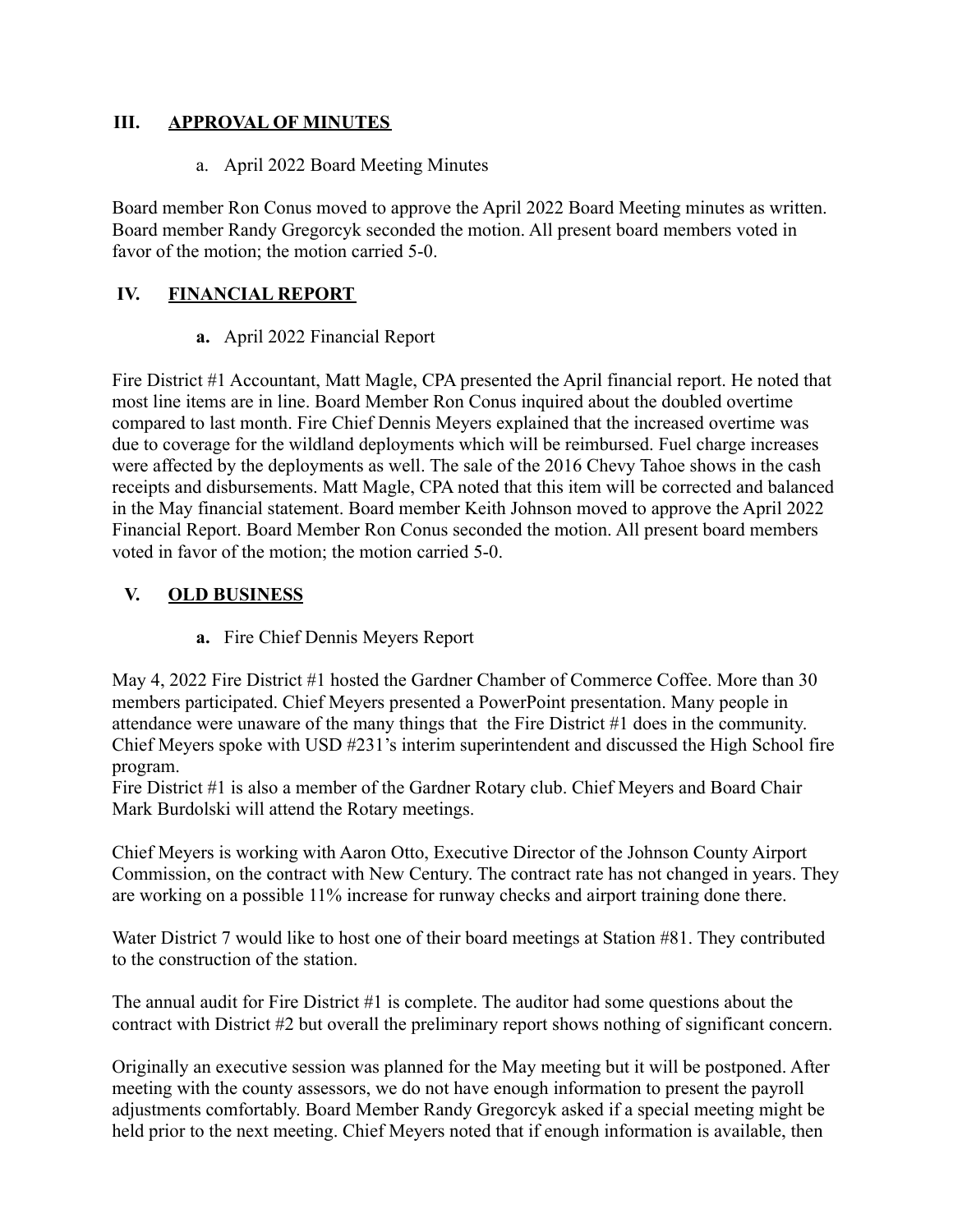## III. APPROVAL OF MINUTES

a. April 2022 Board Meeting Minutes

Board member Ron Conus moved to approve the April 2022 Board Meeting minutes as written. Board member Randy Gregorcyk seconded the motion. All present board members voted in favor of the motion; the motion carried 5-0.

## IV. FINANCIAL REPORT

**a.** April 2022 Financial Report

Fire District #1 Accountant, Matt Magle, CPA presented the April financial report. He noted that most line items are in line. Board Member Ron Conus inquired about the doubled overtime compared to last month. Fire Chief Dennis Meyers explained that the increased overtime was due to coverage for the wildland deployments which will be reimbursed. Fuel charge increases were affected by the deployments as well. The sale of the 2016 Chevy Tahoe shows in the cash receipts and disbursements. Matt Magle, CPA noted that this item will be corrected and balanced in the May financial statement. Board member Keith Johnson moved to approve the April 2022 Financial Report. Board Member Ron Conus seconded the motion. All present board members voted in favor of the motion; the motion carried 5-0.

## V. OLD BUSINESS

**a.** Fire Chief Dennis Meyers Report

May 4, 2022 Fire District #1 hosted the Gardner Chamber of Commerce Coffee. More than 30 members participated. Chief Meyers presented a PowerPoint presentation. Many people in attendance were unaware of the many things that the Fire District #1 does in the community. Chief Meyers spoke with USD #231's interim superintendent and discussed the High School fire program.
Fire District #1 is also a member of the Gardner Rotary club. Chief Meyers and Board Chair Mark Burdolski will attend the Rotary meetings.

Chief Meyers is working with Aaron Otto, Executive Director of the Johnson County Airport Commission, on the contract with New Century. The contract rate has not changed in years. They are working on a possible 11% increase for runway checks and airport training done there.

Water District 7 would like to host one of their board meetings at Station #81. They contributed to the construction of the station.

The annual audit for Fire District #1 is complete. The auditor had some questions about the contract with District #2 but overall the preliminary report shows nothing of significant concern.

Originally an executive session was planned for the May meeting but it will be postponed. After meeting with the county assessors, we do not have enough information to present the payroll adjustments comfortably. Board Member Randy Gregorcyk asked if a special meeting might be held prior to the next meeting. Chief Meyers noted that if enough information is available, then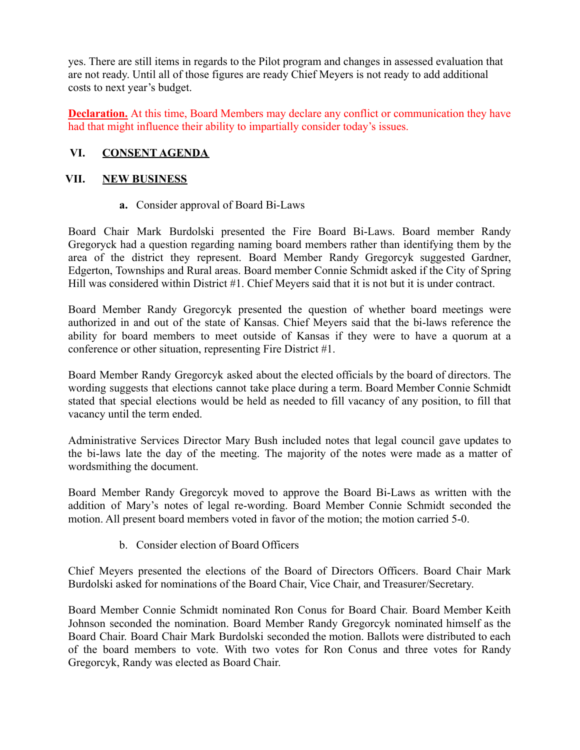yes. There are still items in regards to the Pilot program and changes in assessed evaluation that are not ready. Until all of those figures are ready Chief Meyers is not ready to add additional costs to next year's budget.

**Declaration.** At this time, Board Members may declare any conflict or communication they have had that might influence their ability to impartially consider today's issues.

## VI. CONSENT AGENDA

## VII. NEW BUSINESS

**a.** Consider approval of Board Bi-Laws

Board Chair Mark Burdolski presented the Fire Board Bi-Laws. Board member Randy Gregoryck had a question regarding naming board members rather than identifying them by the area of the district they represent. Board Member Randy Gregorcyk suggested Gardner, Edgerton, Townships and Rural areas. Board member Connie Schmidt asked if the City of Spring Hill was considered within District #1. Chief Meyers said that it is not but it is under contract.

Board Member Randy Gregorcyk presented the question of whether board meetings were authorized in and out of the state of Kansas. Chief Meyers said that the bi-laws reference the ability for board members to meet outside of Kansas if they were to have a quorum at a conference or other situation, representing Fire District #1.

Board Member Randy Gregorcyk asked about the elected officials by the board of directors. The wording suggests that elections cannot take place during a term. Board Member Connie Schmidt stated that special elections would be held as needed to fill vacancy of any position, to fill that vacancy until the term ended.

Administrative Services Director Mary Bush included notes that legal council gave updates to the bi-laws late the day of the meeting. The majority of the notes were made as a matter of wordsmithing the document.

Board Member Randy Gregorcyk moved to approve the Board Bi-Laws as written with the addition of Mary's notes of legal re-wording. Board Member Connie Schmidt seconded the motion. All present board members voted in favor of the motion; the motion carried 5-0.

b. Consider election of Board Officers

Chief Meyers presented the elections of the Board of Directors Officers. Board Chair Mark Burdolski asked for nominations of the Board Chair, Vice Chair, and Treasurer/Secretary.

Board Member Connie Schmidt nominated Ron Conus for Board Chair. Board Member Keith Johnson seconded the nomination. Board Member Randy Gregorcyk nominated himself as the Board Chair. Board Chair Mark Burdolski seconded the motion. Ballots were distributed to each of the board members to vote. With two votes for Ron Conus and three votes for Randy Gregorcyk, Randy was elected as Board Chair.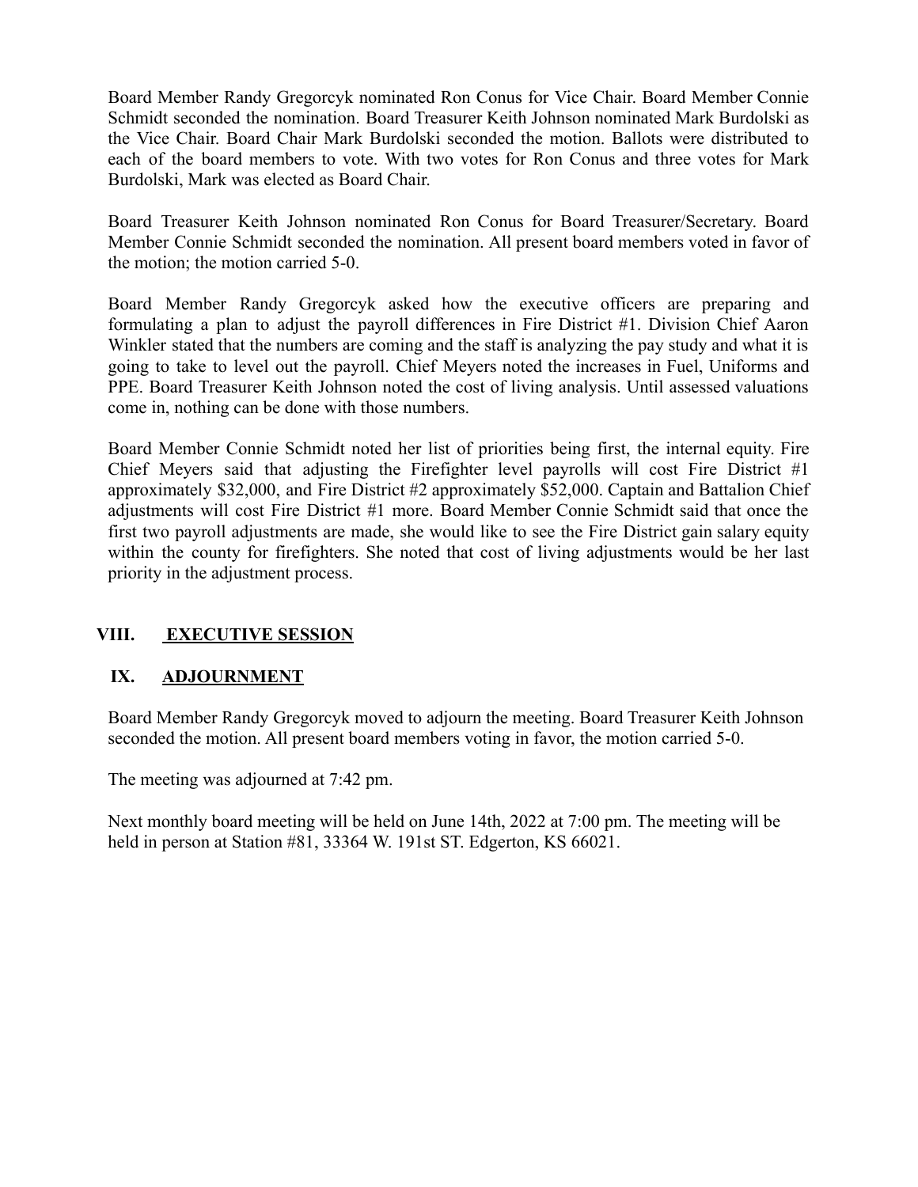Board Member Randy Gregorcyk nominated Ron Conus for Vice Chair. Board Member Connie Schmidt seconded the nomination. Board Treasurer Keith Johnson nominated Mark Burdolski as the Vice Chair. Board Chair Mark Burdolski seconded the motion. Ballots were distributed to each of the board members to vote. With two votes for Ron Conus and three votes for Mark Burdolski, Mark was elected as Board Chair.

Board Treasurer Keith Johnson nominated Ron Conus for Board Treasurer/Secretary. Board Member Connie Schmidt seconded the nomination. All present board members voted in favor of the motion; the motion carried 5-0.

Board Member Randy Gregorcyk asked how the executive officers are preparing and formulating a plan to adjust the payroll differences in Fire District #1. Division Chief Aaron Winkler stated that the numbers are coming and the staff is analyzing the pay study and what it is going to take to level out the payroll. Chief Meyers noted the increases in Fuel, Uniforms and PPE. Board Treasurer Keith Johnson noted the cost of living analysis. Until assessed valuations come in, nothing can be done with those numbers.

Board Member Connie Schmidt noted her list of priorities being first, the internal equity. Fire Chief Meyers said that adjusting the Firefighter level payrolls will cost Fire District #1 approximately $32,000, and Fire District #2 approximately $52,000. Captain and Battalion Chief adjustments will cost Fire District #1 more. Board Member Connie Schmidt said that once the first two payroll adjustments are made, she would like to see the Fire District gain salary equity within the county for firefighters. She noted that cost of living adjustments would be her last priority in the adjustment process.

## VIII. EXECUTIVE SESSION

## IX. ADJOURNMENT

Board Member Randy Gregorcyk moved to adjourn the meeting. Board Treasurer Keith Johnson seconded the motion. All present board members voting in favor, the motion carried 5-0.

The meeting was adjourned at 7:42 pm.

Next monthly board meeting will be held on June 14th, 2022 at 7:00 pm. The meeting will be held in person at Station #81, 33364 W. 191st ST. Edgerton, KS 66021.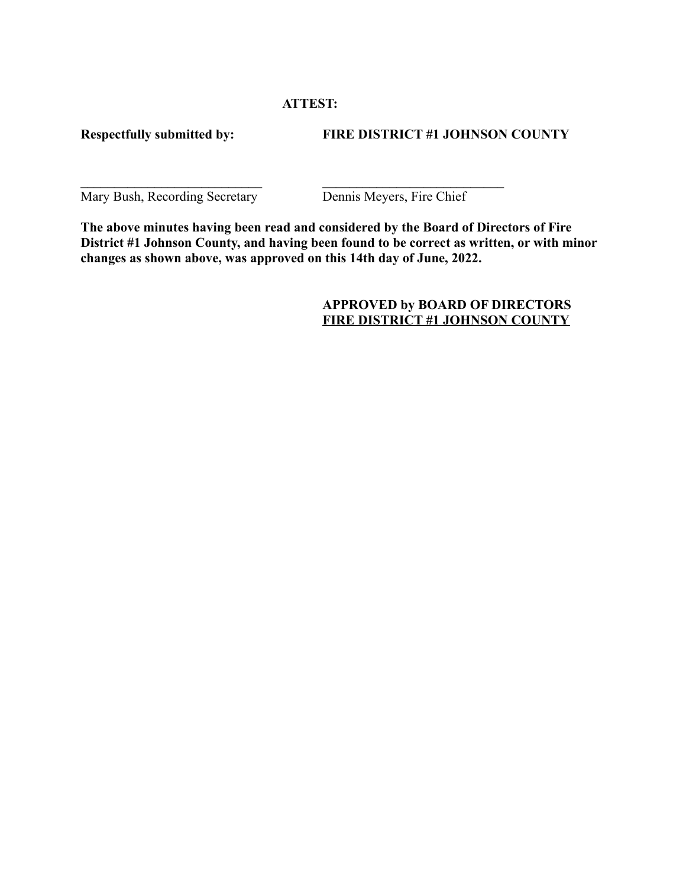**ATTEST:**

**Respectfully submitted by:** **FIRE DISTRICT #1 JOHNSON COUNTY**

\_\_\_\_\_\_\_\_\_\_\_\_\_\_\_\_\_\_\_\_\_\_\_\_\_\_\_\_ \_\_\_\_\_\_\_\_\_\_\_\_\_\_\_\_\_\_\_\_\_\_\_\_\_\_\_\_

Mary Bush, Recording Secretary Dennis Meyers, Fire Chief

**The above minutes having been read and considered by the Board of Directors of Fire District #1 Johnson County, and having been found to be correct as written, or with minor changes as shown above, was approved on this 14th day of June, 2022.**

**APPROVED by BOARD OF DIRECTORS**
**<u>FIRE DISTRICT #1 JOHNSON COUNTY</u>**